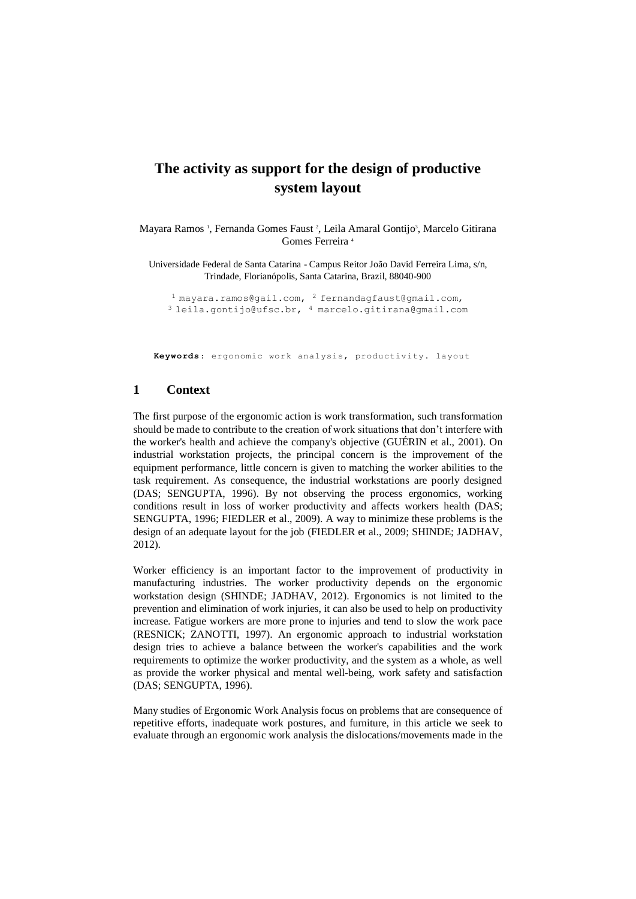# The activity as support for the design of productive system layout

Mayara Ramos [1], Fernanda Gomes Faust [2], Leila Amaral Gontijo[3], Marcelo Gitirana Gomes Ferreira [4]

Universidade Federal de Santa Catarina - Campus Reitor João David Ferreira Lima, s/n, Trindade, Florianópolis, Santa Catarina, Brazil, 88040-900

[1] mayara.ramos@gail.com, [2] fernandagfaust@gmail.com, [3] leila.gontijo@ufsc.br, [4] marcelo.gitirana@gmail.com

**Keywords**: ergonomic work analysis, productivity. layout

## 1 Context

The first purpose of the ergonomic action is work transformation, such transformation should be made to contribute to the creation of work situations that don't interfere with the worker's health and achieve the company's objective (GUÉRIN et al., 2001). On industrial workstation projects, the principal concern is the improvement of the equipment performance, little concern is given to matching the worker abilities to the task requirement. As consequence, the industrial workstations are poorly designed (DAS; SENGUPTA, 1996). By not observing the process ergonomics, working conditions result in loss of worker productivity and affects workers health (DAS; SENGUPTA, 1996; FIEDLER et al., 2009). A way to minimize these problems is the design of an adequate layout for the job (FIEDLER et al., 2009; SHINDE; JADHAV, 2012).

Worker efficiency is an important factor to the improvement of productivity in manufacturing industries. The worker productivity depends on the ergonomic workstation design (SHINDE; JADHAV, 2012). Ergonomics is not limited to the prevention and elimination of work injuries, it can also be used to help on productivity increase. Fatigue workers are more prone to injuries and tend to slow the work pace (RESNICK; ZANOTTI, 1997). An ergonomic approach to industrial workstation design tries to achieve a balance between the worker's capabilities and the work requirements to optimize the worker productivity, and the system as a whole, as well as provide the worker physical and mental well-being, work safety and satisfaction (DAS; SENGUPTA, 1996).

Many studies of Ergonomic Work Analysis focus on problems that are consequence of repetitive efforts, inadequate work postures, and furniture, in this article we seek to evaluate through an ergonomic work analysis the dislocations/movements made in the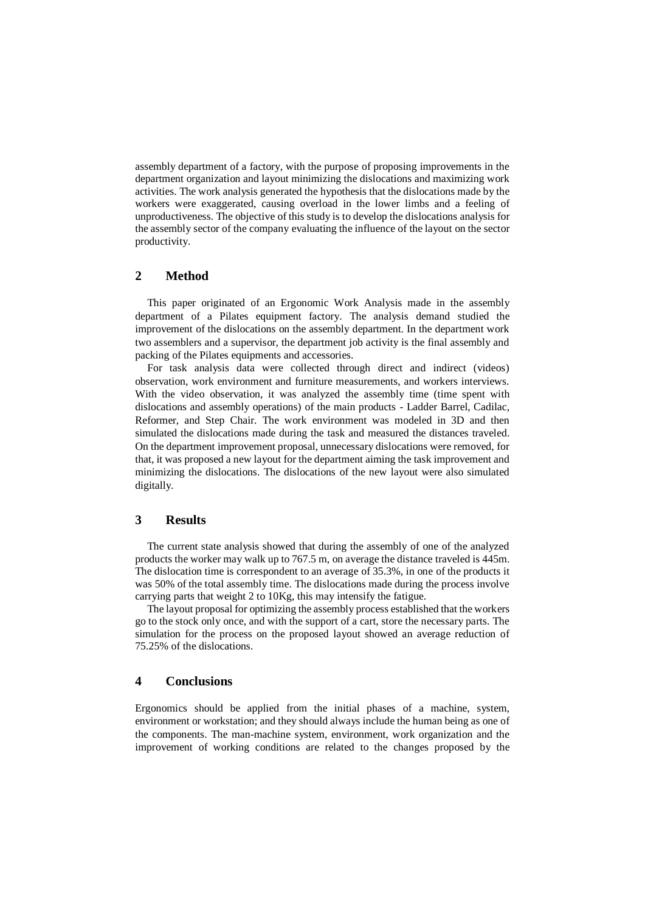assembly department of a factory, with the purpose of proposing improvements in the department organization and layout minimizing the dislocations and maximizing work activities. The work analysis generated the hypothesis that the dislocations made by the workers were exaggerated, causing overload in the lower limbs and a feeling of unproductiveness. The objective of this study is to develop the dislocations analysis for the assembly sector of the company evaluating the influence of the layout on the sector productivity.

## 2 Method

This paper originated of an Ergonomic Work Analysis made in the assembly department of a Pilates equipment factory. The analysis demand studied the improvement of the dislocations on the assembly department. In the department work two assemblers and a supervisor, the department job activity is the final assembly and packing of the Pilates equipments and accessories.

For task analysis data were collected through direct and indirect (videos) observation, work environment and furniture measurements, and workers interviews. With the video observation, it was analyzed the assembly time (time spent with dislocations and assembly operations) of the main products - Ladder Barrel, Cadilac, Reformer, and Step Chair. The work environment was modeled in 3D and then simulated the dislocations made during the task and measured the distances traveled. On the department improvement proposal, unnecessary dislocations were removed, for that, it was proposed a new layout for the department aiming the task improvement and minimizing the dislocations. The dislocations of the new layout were also simulated digitally.

## 3 Results

The current state analysis showed that during the assembly of one of the analyzed products the worker may walk up to 767.5 m, on average the distance traveled is 445m. The dislocation time is correspondent to an average of 35.3%, in one of the products it was 50% of the total assembly time. The dislocations made during the process involve carrying parts that weight 2 to 10Kg, this may intensify the fatigue.

The layout proposal for optimizing the assembly process established that the workers go to the stock only once, and with the support of a cart, store the necessary parts. The simulation for the process on the proposed layout showed an average reduction of 75.25% of the dislocations.

## 4 Conclusions

Ergonomics should be applied from the initial phases of a machine, system, environment or workstation; and they should always include the human being as one of the components. The man-machine system, environment, work organization and the improvement of working conditions are related to the changes proposed by the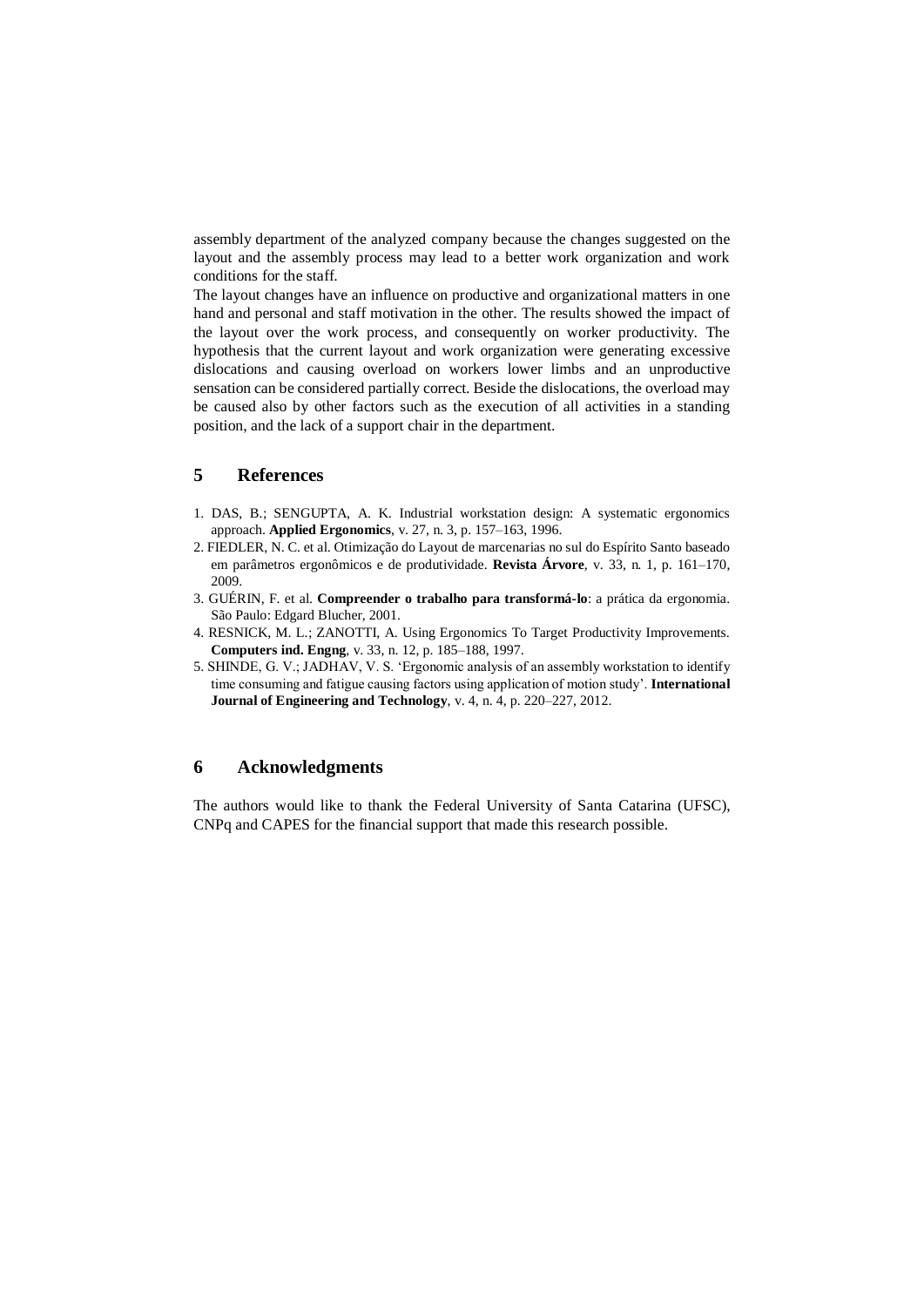assembly department of the analyzed company because the changes suggested on the layout and the assembly process may lead to a better work organization and work conditions for the staff.

The layout changes have an influence on productive and organizational matters in one hand and personal and staff motivation in the other. The results showed the impact of the layout over the work process, and consequently on worker productivity. The hypothesis that the current layout and work organization were generating excessive dislocations and causing overload on workers lower limbs and an unproductive sensation can be considered partially correct. Beside the dislocations, the overload may be caused also by other factors such as the execution of all activities in a standing position, and the lack of a support chair in the department.

## 5 References

1. DAS, B.; SENGUPTA, A. K. Industrial workstation design: A systematic ergonomics approach. **Applied Ergonomics**, v. 27, n. 3, p. 157–163, 1996.
2. FIEDLER, N. C. et al. Otimização do Layout de marcenarias no sul do Espírito Santo baseado em parâmetros ergonômicos e de produtividade. **Revista Árvore**, v. 33, n. 1, p. 161–170, 2009.
3. GUÉRIN, F. et al. **Compreender o trabalho para transformá-lo**: a prática da ergonomia. São Paulo: Edgard Blucher, 2001.
4. RESNICK, M. L.; ZANOTTI, A. Using Ergonomics To Target Productivity Improvements. **Computers ind. Engng**, v. 33, n. 12, p. 185–188, 1997.
5. SHINDE, G. V.; JADHAV, V. S. 'Ergonomic analysis of an assembly workstation to identify time consuming and fatigue causing factors using application of motion study'. **International Journal of Engineering and Technology**, v. 4, n. 4, p. 220–227, 2012.

## 6 Acknowledgments

The authors would like to thank the Federal University of Santa Catarina (UFSC), CNPq and CAPES for the financial support that made this research possible.